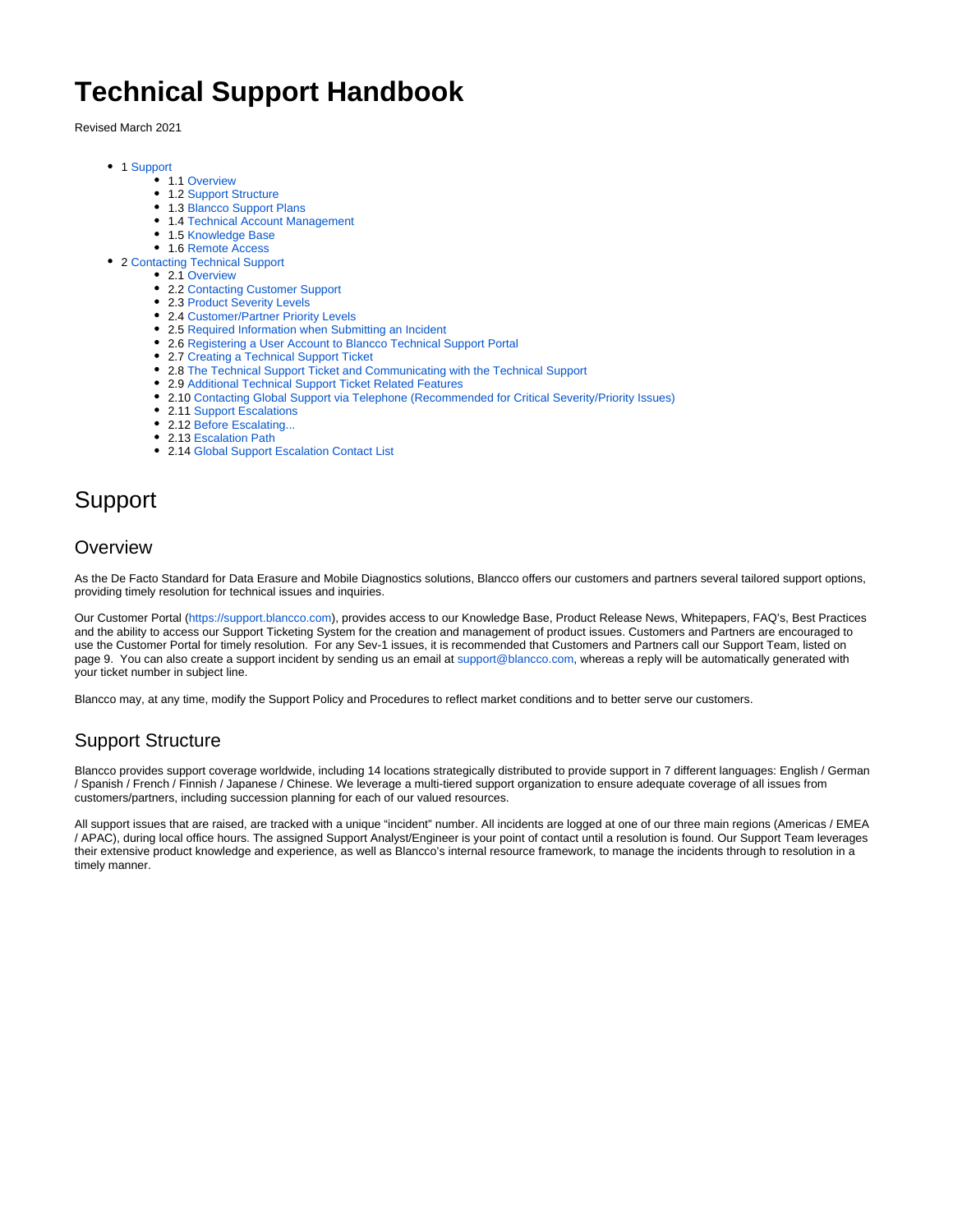# Technical Support Handbook

Revised March 2021

- 1 Support
  - 1.1 Overview
  - 1.2 Support Structure
  - 1.3 Blancco Support Plans
  - 1.4 Technical Account Management
  - 1.5 Knowledge Base
  - 1.6 Remote Access
- 2 Contacting Technical Support
  - 2.1 Overview
  - 2.2 Contacting Customer Support
  - 2.3 Product Severity Levels
  - 2.4 Customer/Partner Priority Levels
  - 2.5 Required Information when Submitting an Incident
  - 2.6 Registering a User Account to Blancco Technical Support Portal
  - 2.7 Creating a Technical Support Ticket
  - 2.8 The Technical Support Ticket and Communicating with the Technical Support
  - 2.9 Additional Technical Support Ticket Related Features
  - 2.10 Contacting Global Support via Telephone (Recommended for Critical Severity/Priority Issues)
  - 2.11 Support Escalations
  - 2.12 Before Escalating...
  - 2.13 Escalation Path
  - 2.14 Global Support Escalation Contact List

# Support

## Overview

As the De Facto Standard for Data Erasure and Mobile Diagnostics solutions, Blancco offers our customers and partners several tailored support options, providing timely resolution for technical issues and inquiries.

Our Customer Portal (https://support.blancco.com), provides access to our Knowledge Base, Product Release News, Whitepapers, FAQ's, Best Practices and the ability to access our Support Ticketing System for the creation and management of product issues. Customers and Partners are encouraged to use the Customer Portal for timely resolution.  For any Sev-1 issues, it is recommended that Customers and Partners call our Support Team, listed on page 9.  You can also create a support incident by sending us an email at support@blancco.com, whereas a reply will be automatically generated with your ticket number in subject line.

Blancco may, at any time, modify the Support Policy and Procedures to reflect market conditions and to better serve our customers.

## Support Structure

Blancco provides support coverage worldwide, including 14 locations strategically distributed to provide support in 7 different languages: English / German / Spanish / French / Finnish / Japanese / Chinese. We leverage a multi-tiered support organization to ensure adequate coverage of all issues from customers/partners, including succession planning for each of our valued resources.

All support issues that are raised, are tracked with a unique "incident" number. All incidents are logged at one of our three main regions (Americas / EMEA / APAC), during local office hours. The assigned Support Analyst/Engineer is your point of contact until a resolution is found. Our Support Team leverages their extensive product knowledge and experience, as well as Blancco's internal resource framework, to manage the incidents through to resolution in a timely manner.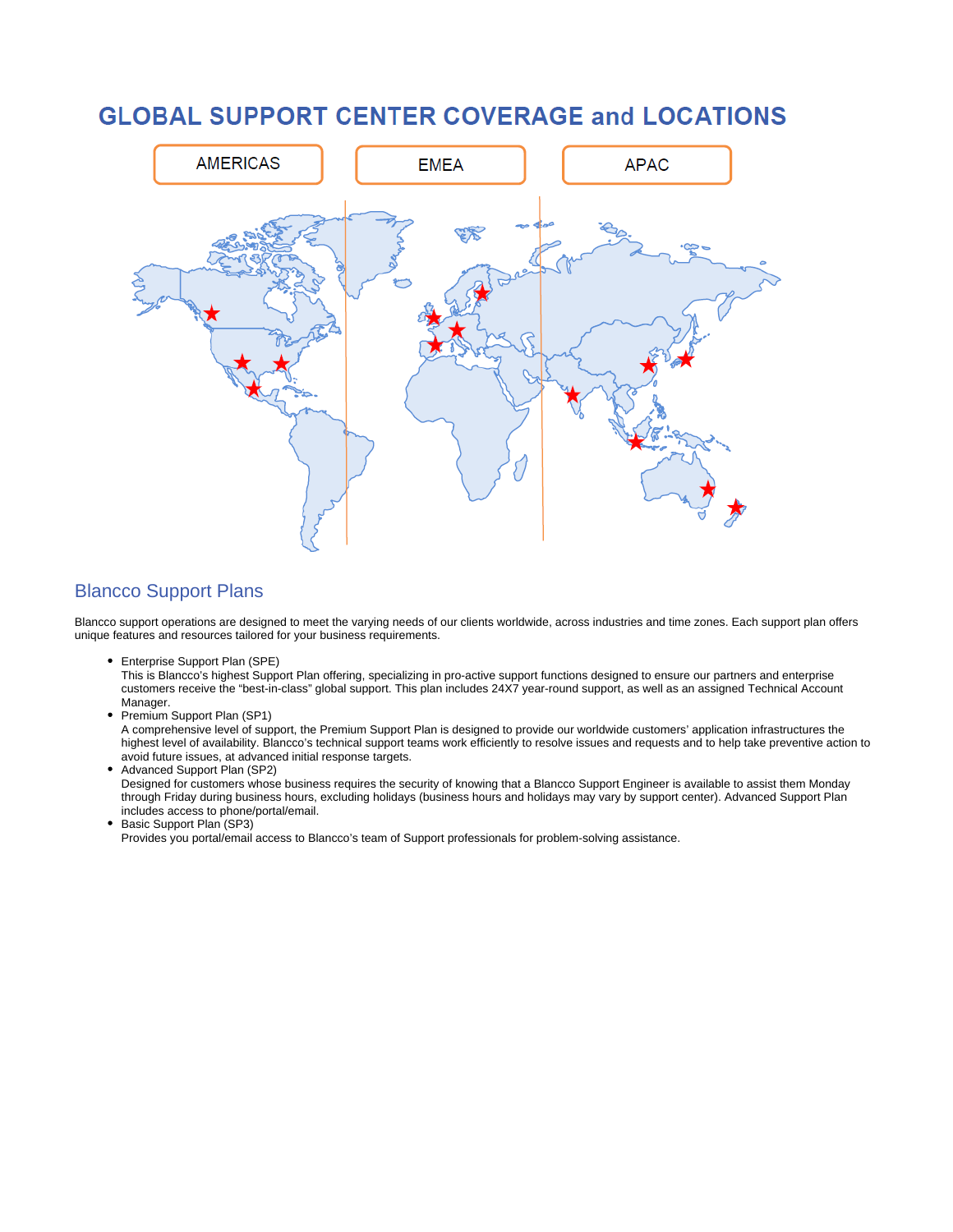# GLOBAL SUPPORT CENTER COVERAGE and LOCATIONS

AMERICAS

EMEA

APAC

## Blancco Support Plans

Blancco support operations are designed to meet the varying needs of our clients worldwide, across industries and time zones. Each support plan offers unique features and resources tailored for your business requirements.

- Enterprise Support Plan (SPE)
  This is Blancco's highest Support Plan offering, specializing in pro-active support functions designed to ensure our partners and enterprise customers receive the "best-in-class" global support. This plan includes 24X7 year-round support, as well as an assigned Technical Account Manager.
- Premium Support Plan (SP1)
  A comprehensive level of support, the Premium Support Plan is designed to provide our worldwide customers' application infrastructures the highest level of availability. Blancco's technical support teams work efficiently to resolve issues and requests and to help take preventive action to avoid future issues, at advanced initial response targets.
- Advanced Support Plan (SP2)
  Designed for customers whose business requires the security of knowing that a Blancco Support Engineer is available to assist them Monday through Friday during business hours, excluding holidays (business hours and holidays may vary by support center). Advanced Support Plan includes access to phone/portal/email.
- Basic Support Plan (SP3)
  Provides you portal/email access to Blancco's team of Support professionals for problem-solving assistance.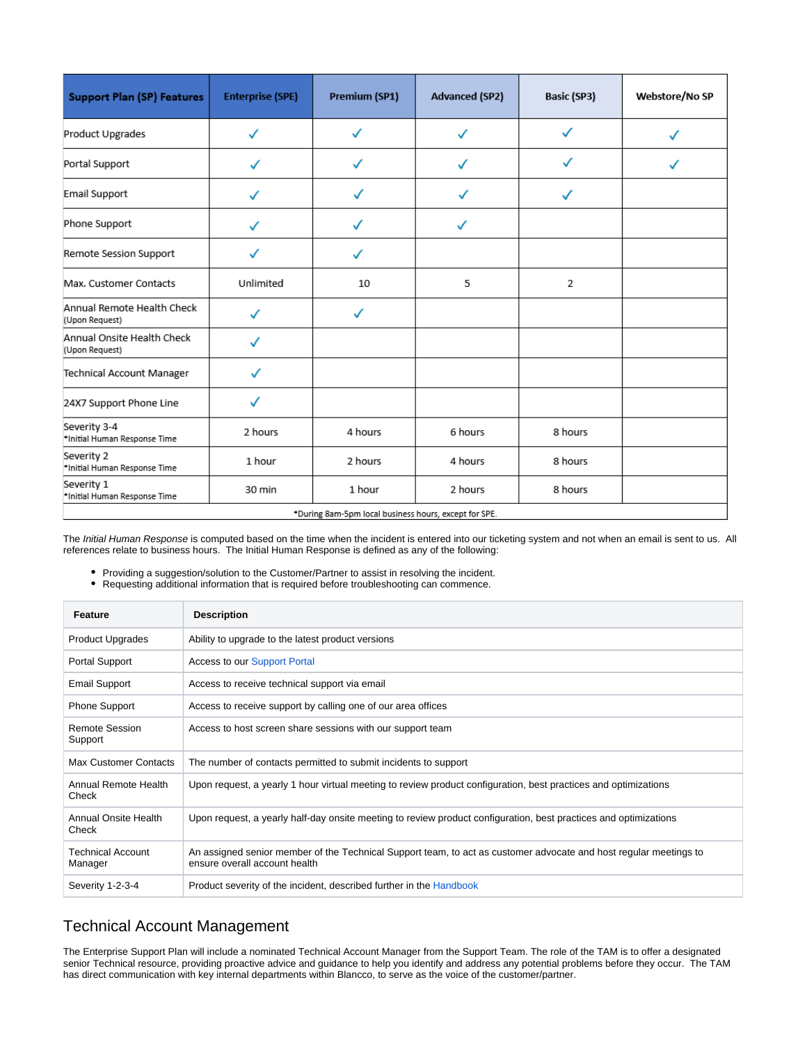| Support Plan (SP) Features | Enterprise (SPE) | Premium (SP1) | Advanced (SP2) | Basic (SP3) | Webstore/No SP |
|---|---|---|---|---|---|
| Product Upgrades | ✓ | ✓ | ✓ | ✓ | ✓ |
| Portal Support | ✓ | ✓ | ✓ | ✓ | ✓ |
| Email Support | ✓ | ✓ | ✓ | ✓ | |
| Phone Support | ✓ | ✓ | ✓ | | |
| Remote Session Support | ✓ | ✓ | | | |
| Max. Customer Contacts | Unlimited | 10 | 5 | 2 | |
| Annual Remote Health Check (Upon Request) | ✓ | ✓ | | | |
| Annual Onsite Health Check (Upon Request) | ✓ | | | | |
| Technical Account Manager | ✓ | | | | |
| 24X7 Support Phone Line | ✓ | | | | |
| Severity 3-4 *Initial Human Response Time | 2 hours | 4 hours | 6 hours | 8 hours | |
| Severity 2 *Initial Human Response Time | 1 hour | 2 hours | 4 hours | 8 hours | |
| Severity 1 *Initial Human Response Time | 30 min | 1 hour | 2 hours | 8 hours | |

*During 8am-5pm local business hours, except for SPE.

The *Initial Human Response* is computed based on the time when the incident is entered into our ticketing system and not when an email is sent to us. All references relate to business hours. The Initial Human Response is defined as any of the following:

- Providing a suggestion/solution to the Customer/Partner to assist in resolving the incident.
- Requesting additional information that is required before troubleshooting can commence.

| Feature | Description |
|---|---|
| Product Upgrades | Ability to upgrade to the latest product versions |
| Portal Support | Access to our Support Portal |
| Email Support | Access to receive technical support via email |
| Phone Support | Access to receive support by calling one of our area offices |
| Remote Session Support | Access to host screen share sessions with our support team |
| Max Customer Contacts | The number of contacts permitted to submit incidents to support |
| Annual Remote Health Check | Upon request, a yearly 1 hour virtual meeting to review product configuration, best practices and optimizations |
| Annual Onsite Health Check | Upon request, a yearly half-day onsite meeting to review product configuration, best practices and optimizations |
| Technical Account Manager | An assigned senior member of the Technical Support team, to act as customer advocate and host regular meetings to ensure overall account health |
| Severity 1-2-3-4 | Product severity of the incident, described further in the Handbook |

## Technical Account Management

The Enterprise Support Plan will include a nominated Technical Account Manager from the Support Team. The role of the TAM is to offer a designated senior Technical resource, providing proactive advice and guidance to help you identify and address any potential problems before they occur. The TAM has direct communication with key internal departments within Blancco, to serve as the voice of the customer/partner.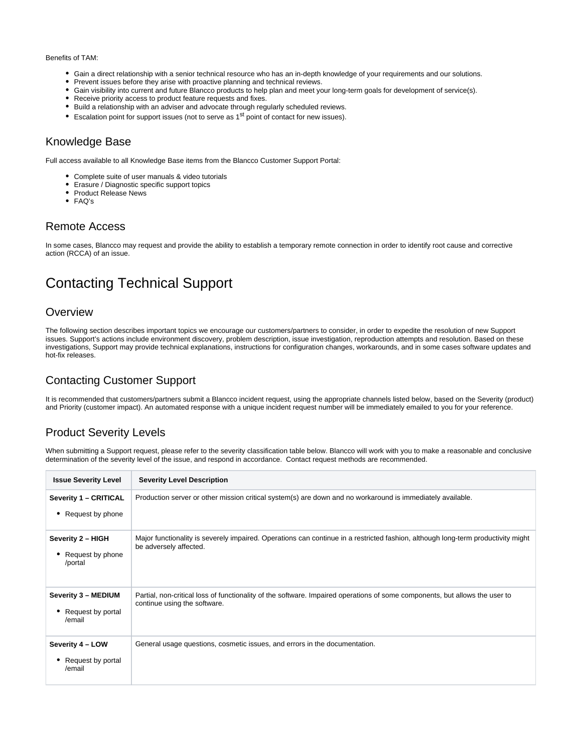Benefits of TAM:

- Gain a direct relationship with a senior technical resource who has an in-depth knowledge of your requirements and our solutions.
- Prevent issues before they arise with proactive planning and technical reviews.
- Gain visibility into current and future Blancco products to help plan and meet your long-term goals for development of service(s).
- Receive priority access to product feature requests and fixes.
- Build a relationship with an adviser and advocate through regularly scheduled reviews.
- Escalation point for support issues (not to serve as 1st point of contact for new issues).

## Knowledge Base

Full access available to all Knowledge Base items from the Blancco Customer Support Portal:

- Complete suite of user manuals & video tutorials
- Erasure / Diagnostic specific support topics
- Product Release News
- FAQ's

## Remote Access

In some cases, Blancco may request and provide the ability to establish a temporary remote connection in order to identify root cause and corrective action (RCCA) of an issue.

# Contacting Technical Support

## Overview

The following section describes important topics we encourage our customers/partners to consider, in order to expedite the resolution of new Support issues. Support's actions include environment discovery, problem description, issue investigation, reproduction attempts and resolution. Based on these investigations, Support may provide technical explanations, instructions for configuration changes, workarounds, and in some cases software updates and hot-fix releases.

## Contacting Customer Support

It is recommended that customers/partners submit a Blancco incident request, using the appropriate channels listed below, based on the Severity (product) and Priority (customer impact). An automated response with a unique incident request number will be immediately emailed to you for your reference.

## Product Severity Levels

When submitting a Support request, please refer to the severity classification table below. Blancco will work with you to make a reasonable and conclusive determination of the severity level of the issue, and respond in accordance. Contact request methods are recommended.

| Issue Severity Level | Severity Level Description |
|---|---|
| **Severity 1 – CRITICAL**<br>• Request by phone | Production server or other mission critical system(s) are down and no workaround is immediately available. |
| **Severity 2 – HIGH**<br>• Request by phone /portal | Major functionality is severely impaired. Operations can continue in a restricted fashion, although long-term productivity might be adversely affected. |
| **Severity 3 – MEDIUM**<br>• Request by portal /email | Partial, non-critical loss of functionality of the software. Impaired operations of some components, but allows the user to continue using the software. |
| **Severity 4 – LOW**<br>• Request by portal /email | General usage questions, cosmetic issues, and errors in the documentation. |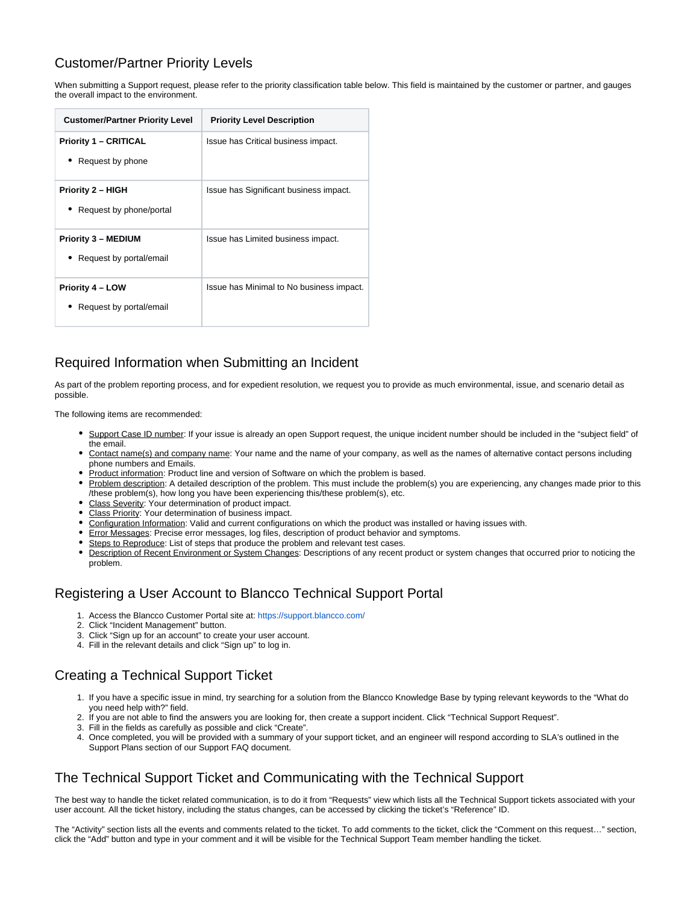## Customer/Partner Priority Levels

When submitting a Support request, please refer to the priority classification table below. This field is maintained by the customer or partner, and gauges the overall impact to the environment.

| Customer/Partner Priority Level | Priority Level Description |
|---|---|
| **Priority 1 – CRITICAL**<br>• Request by phone | Issue has Critical business impact. |
| **Priority 2 – HIGH**<br>• Request by phone/portal | Issue has Significant business impact. |
| **Priority 3 – MEDIUM**<br>• Request by portal/email | Issue has Limited business impact. |
| **Priority 4 – LOW**<br>• Request by portal/email | Issue has Minimal to No business impact. |

## Required Information when Submitting an Incident

As part of the problem reporting process, and for expedient resolution, we request you to provide as much environmental, issue, and scenario detail as possible.

The following items are recommended:

- Support Case ID number: If your issue is already an open Support request, the unique incident number should be included in the "subject field" of the email.
- Contact name(s) and company name: Your name and the name of your company, as well as the names of alternative contact persons including phone numbers and Emails.
- Product information: Product line and version of Software on which the problem is based.
- Problem description: A detailed description of the problem. This must include the problem(s) you are experiencing, any changes made prior to this /these problem(s), how long you have been experiencing this/these problem(s), etc.
- Class Severity: Your determination of product impact.
- Class Priority: Your determination of business impact.
- Configuration Information: Valid and current configurations on which the product was installed or having issues with.
- Error Messages: Precise error messages, log files, description of product behavior and symptoms.
- Steps to Reproduce: List of steps that produce the problem and relevant test cases.
- Description of Recent Environment or System Changes: Descriptions of any recent product or system changes that occurred prior to noticing the problem.

## Registering a User Account to Blancco Technical Support Portal

1. Access the Blancco Customer Portal site at: https://support.blancco.com/
2. Click "Incident Management" button.
3. Click "Sign up for an account" to create your user account.
4. Fill in the relevant details and click "Sign up" to log in.

## Creating a Technical Support Ticket

1. If you have a specific issue in mind, try searching for a solution from the Blancco Knowledge Base by typing relevant keywords to the "What do you need help with?" field.
2. If you are not able to find the answers you are looking for, then create a support incident. Click "Technical Support Request".
3. Fill in the fields as carefully as possible and click "Create".
4. Once completed, you will be provided with a summary of your support ticket, and an engineer will respond according to SLA's outlined in the Support Plans section of our Support FAQ document.

## The Technical Support Ticket and Communicating with the Technical Support

The best way to handle the ticket related communication, is to do it from "Requests" view which lists all the Technical Support tickets associated with your user account. All the ticket history, including the status changes, can be accessed by clicking the ticket's "Reference" ID.

The "Activity" section lists all the events and comments related to the ticket. To add comments to the ticket, click the "Comment on this request…" section, click the "Add" button and type in your comment and it will be visible for the Technical Support Team member handling the ticket.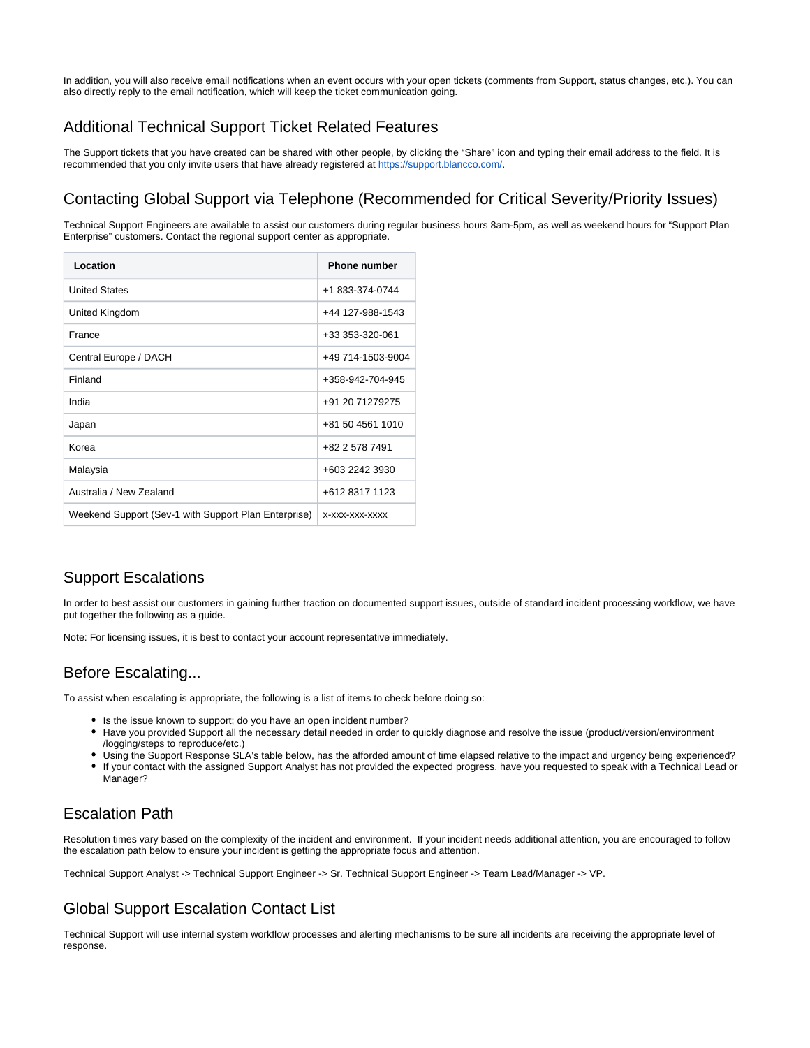In addition, you will also receive email notifications when an event occurs with your open tickets (comments from Support, status changes, etc.). You can also directly reply to the email notification, which will keep the ticket communication going.

## Additional Technical Support Ticket Related Features

The Support tickets that you have created can be shared with other people, by clicking the “Share” icon and typing their email address to the field. It is recommended that you only invite users that have already registered at https://support.blancco.com/.

## Contacting Global Support via Telephone (Recommended for Critical Severity/Priority Issues)

Technical Support Engineers are available to assist our customers during regular business hours 8am-5pm, as well as weekend hours for “Support Plan Enterprise” customers. Contact the regional support center as appropriate.

| Location | Phone number |
| --- | --- |
| United States | +1 833-374-0744 |
| United Kingdom | +44 127-988-1543 |
| France | +33 353-320-061 |
| Central Europe / DACH | +49 714-1503-9004 |
| Finland | +358-942-704-945 |
| India | +91 20 71279275 |
| Japan | +81 50 4561 1010 |
| Korea | +82 2 578 7491 |
| Malaysia | +603 2242 3930 |
| Australia / New Zealand | +612 8317 1123 |
| Weekend Support (Sev-1 with Support Plan Enterprise) | x-xxx-xxx-xxxx |

## Support Escalations

In order to best assist our customers in gaining further traction on documented support issues, outside of standard incident processing workflow, we have put together the following as a guide.

Note: For licensing issues, it is best to contact your account representative immediately.

## Before Escalating...

To assist when escalating is appropriate, the following is a list of items to check before doing so:

- Is the issue known to support; do you have an open incident number?
- Have you provided Support all the necessary detail needed in order to quickly diagnose and resolve the issue (product/version/environment /logging/steps to reproduce/etc.)
- Using the Support Response SLA’s table below, has the afforded amount of time elapsed relative to the impact and urgency being experienced?
- If your contact with the assigned Support Analyst has not provided the expected progress, have you requested to speak with a Technical Lead or Manager?

## Escalation Path

Resolution times vary based on the complexity of the incident and environment. If your incident needs additional attention, you are encouraged to follow the escalation path below to ensure your incident is getting the appropriate focus and attention.

Technical Support Analyst -> Technical Support Engineer -> Sr. Technical Support Engineer -> Team Lead/Manager -> VP.

## Global Support Escalation Contact List

Technical Support will use internal system workflow processes and alerting mechanisms to be sure all incidents are receiving the appropriate level of response.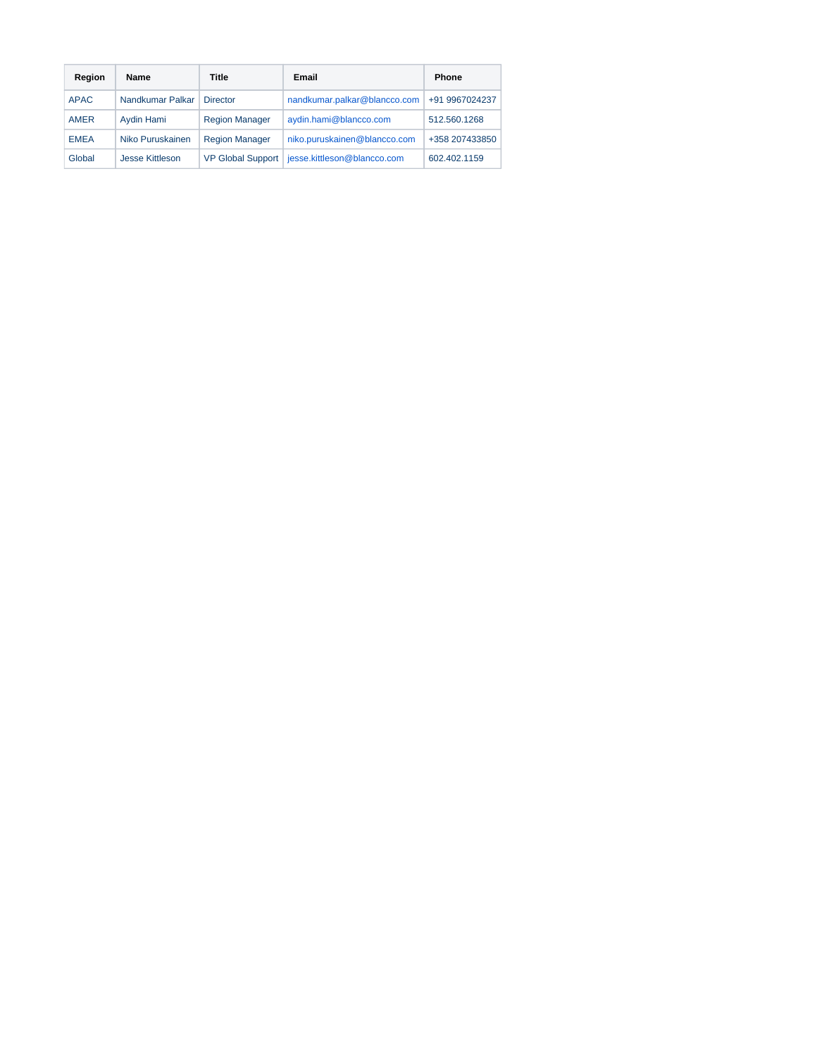| Region | Name | Title | Email | Phone |
|---|---|---|---|---|
| APAC | Nandkumar Palkar | Director | nandkumar.palkar@blancco.com | +91 9967024237 |
| AMER | Aydin Hami | Region Manager | aydin.hami@blancco.com | 512.560.1268 |
| EMEA | Niko Puruskainen | Region Manager | niko.puruskainen@blancco.com | +358 207433850 |
| Global | Jesse Kittleson | VP Global Support | jesse.kittleson@blancco.com | 602.402.1159 |